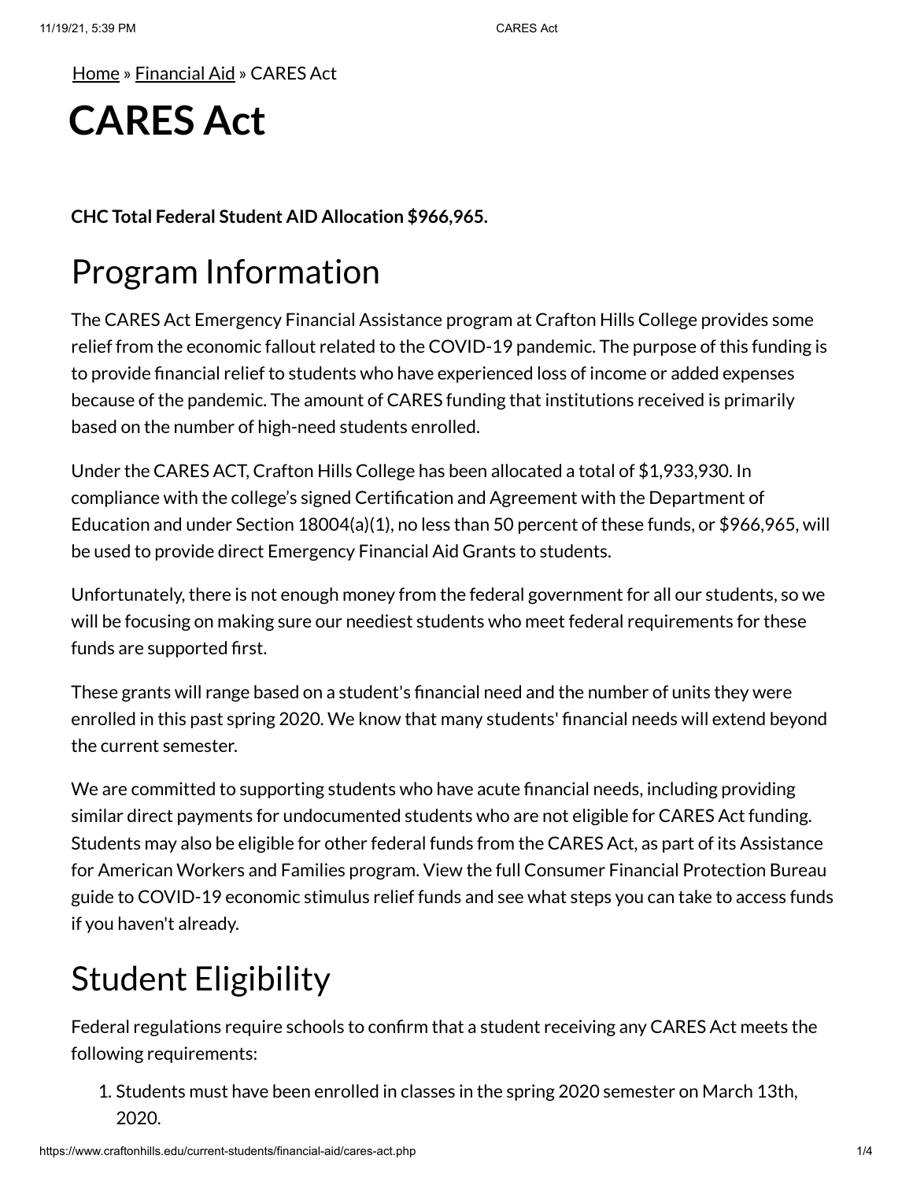Home » Financial Aid » CARES Act

# CARES Act

**CHC Total Federal Student AID Allocation $966,965.**

## Program Information

The CARES Act Emergency Financial Assistance program at Crafton Hills College provides some relief from the economic fallout related to the COVID-19 pandemic. The purpose of this funding is to provide financial relief to students who have experienced loss of income or added expenses because of the pandemic. The amount of CARES funding that institutions received is primarily based on the number of high-need students enrolled.

Under the CARES ACT, Crafton Hills College has been allocated a total of $1,933,930. In compliance with the college's signed Certification and Agreement with the Department of Education and under Section 18004(a)(1), no less than 50 percent of these funds, or $966,965, will be used to provide direct Emergency Financial Aid Grants to students.

Unfortunately, there is not enough money from the federal government for all our students, so we will be focusing on making sure our neediest students who meet federal requirements for these funds are supported first.

These grants will range based on a student's financial need and the number of units they were enrolled in this past spring 2020. We know that many students' financial needs will extend beyond the current semester.

We are committed to supporting students who have acute financial needs, including providing similar direct payments for undocumented students who are not eligible for CARES Act funding. Students may also be eligible for other federal funds from the CARES Act, as part of its Assistance for American Workers and Families program. View the full Consumer Financial Protection Bureau guide to COVID-19 economic stimulus relief funds and see what steps you can take to access funds if you haven't already.

## Student Eligibility

Federal regulations require schools to confirm that a student receiving any CARES Act meets the following requirements:

1. Students must have been enrolled in classes in the spring 2020 semester on March 13th, 2020.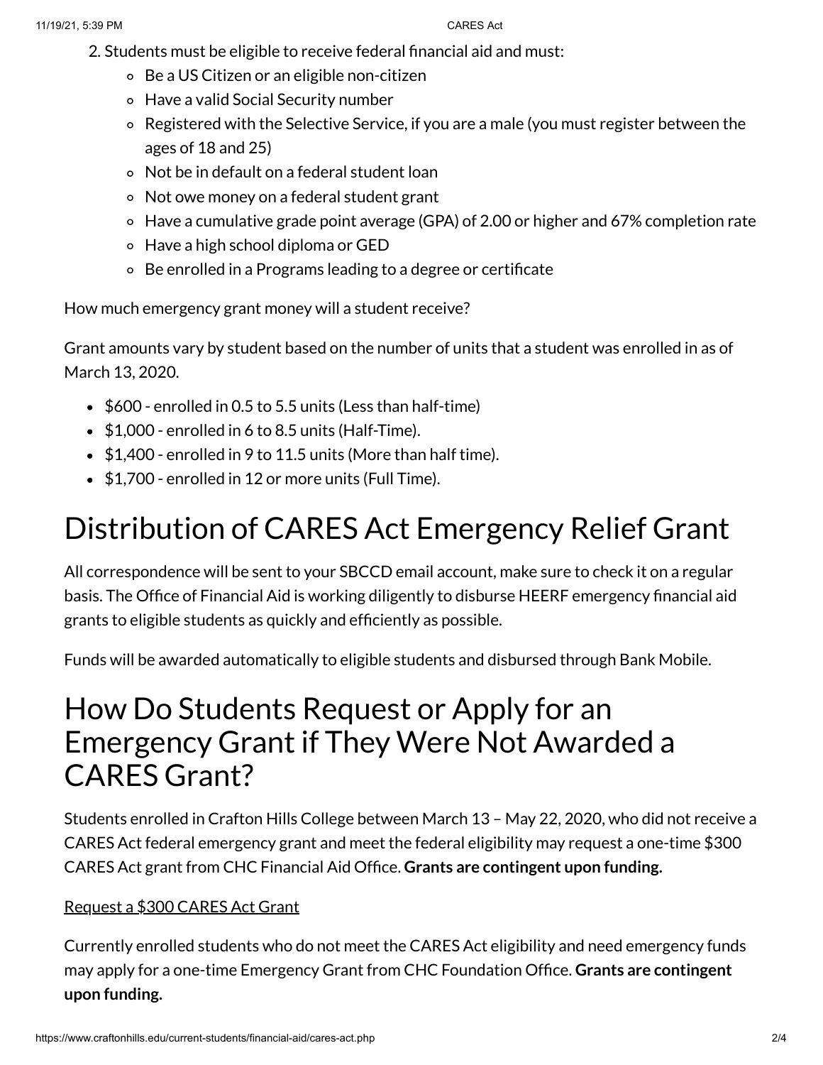2. Students must be eligible to receive federal financial aid and must:
   - Be a US Citizen or an eligible non-citizen
   - Have a valid Social Security number
   - Registered with the Selective Service, if you are a male (you must register between the ages of 18 and 25)
   - Not be in default on a federal student loan
   - Not owe money on a federal student grant
   - Have a cumulative grade point average (GPA) of 2.00 or higher and 67% completion rate
   - Have a high school diploma or GED
   - Be enrolled in a Programs leading to a degree or certificate

How much emergency grant money will a student receive?

Grant amounts vary by student based on the number of units that a student was enrolled in as of March 13, 2020.

- $600 - enrolled in 0.5 to 5.5 units (Less than half-time)
- $1,000 - enrolled in 6 to 8.5 units (Half-Time).
- $1,400 - enrolled in 9 to 11.5 units (More than half time).
- $1,700 - enrolled in 12 or more units (Full Time).

# Distribution of CARES Act Emergency Relief Grant

All correspondence will be sent to your SBCCD email account, make sure to check it on a regular basis. The Office of Financial Aid is working diligently to disburse HEERF emergency financial aid grants to eligible students as quickly and efficiently as possible.

Funds will be awarded automatically to eligible students and disbursed through Bank Mobile.

# How Do Students Request or Apply for an Emergency Grant if They Were Not Awarded a CARES Grant?

Students enrolled in Crafton Hills College between March 13 – May 22, 2020, who did not receive a CARES Act federal emergency grant and meet the federal eligibility may request a one-time $300 CARES Act grant from CHC Financial Aid Office. **Grants are contingent upon funding.**

Request a $300 CARES Act Grant

Currently enrolled students who do not meet the CARES Act eligibility and need emergency funds may apply for a one-time Emergency Grant from CHC Foundation Office. **Grants are contingent upon funding.**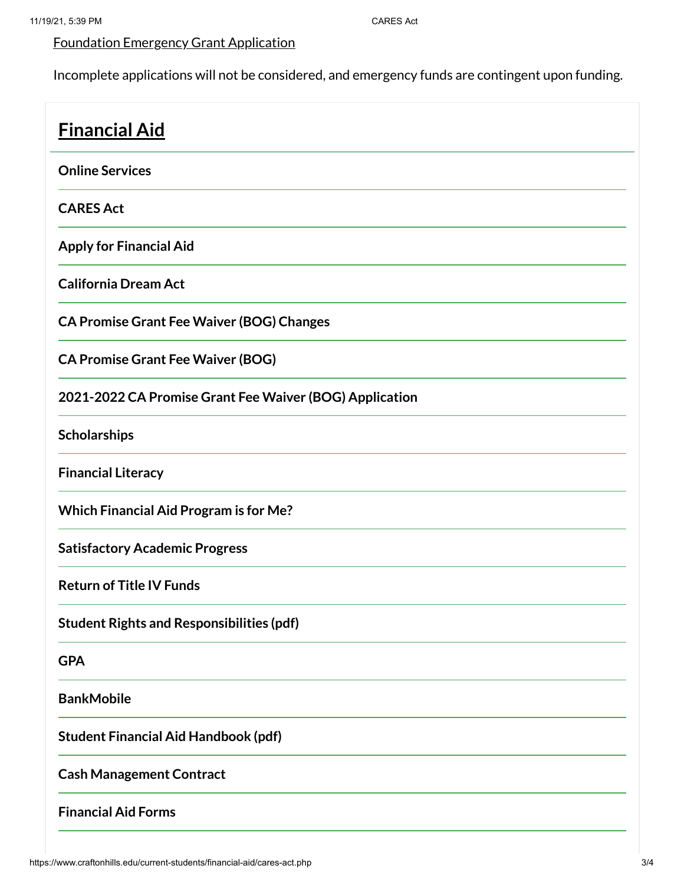Foundation Emergency Grant Application

Incomplete applications will not be considered, and emergency funds are contingent upon funding.

## Financial Aid

**Online Services**

**CARES Act**

**Apply for Financial Aid**

**California Dream Act**

**CA Promise Grant Fee Waiver (BOG) Changes**

**CA Promise Grant Fee Waiver (BOG)**

**2021-2022 CA Promise Grant Fee Waiver (BOG) Application**

**Scholarships**

**Financial Literacy**

**Which Financial Aid Program is for Me?**

**Satisfactory Academic Progress**

**Return of Title IV Funds**

**Student Rights and Responsibilities (pdf)**

**GPA**

**BankMobile**

**Student Financial Aid Handbook (pdf)**

**Cash Management Contract**

**Financial Aid Forms**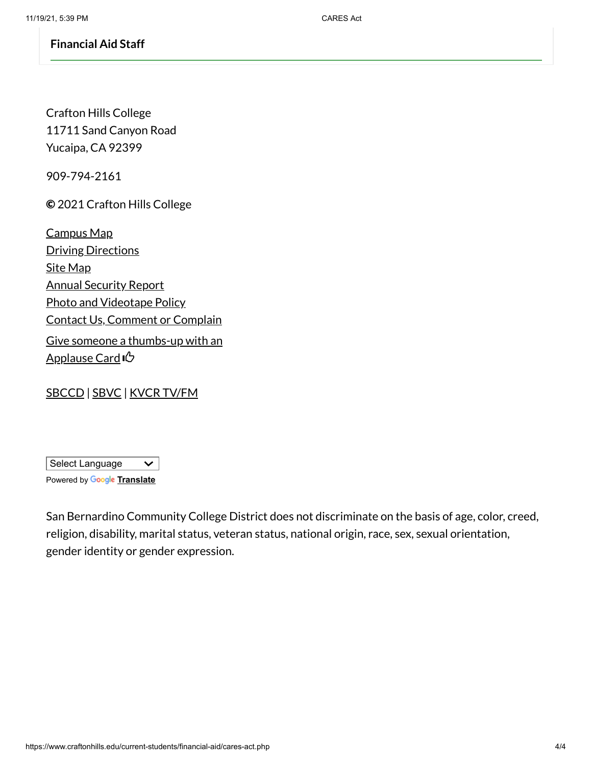**Financial Aid Staff**

Crafton Hills College
11711 Sand Canyon Road
Yucaipa, CA 92399

909-794-2161

© 2021 Crafton Hills College

Campus Map
Driving Directions
Site Map
Annual Security Report
Photo and Videotape Policy
Contact Us, Comment or Complain
Give someone a thumbs-up with an Applause Card

SBCCD | SBVC | KVCR TV/FM

Select Language
Powered by Google Translate

San Bernardino Community College District does not discriminate on the basis of age, color, creed, religion, disability, marital status, veteran status, national origin, race, sex, sexual orientation, gender identity or gender expression.